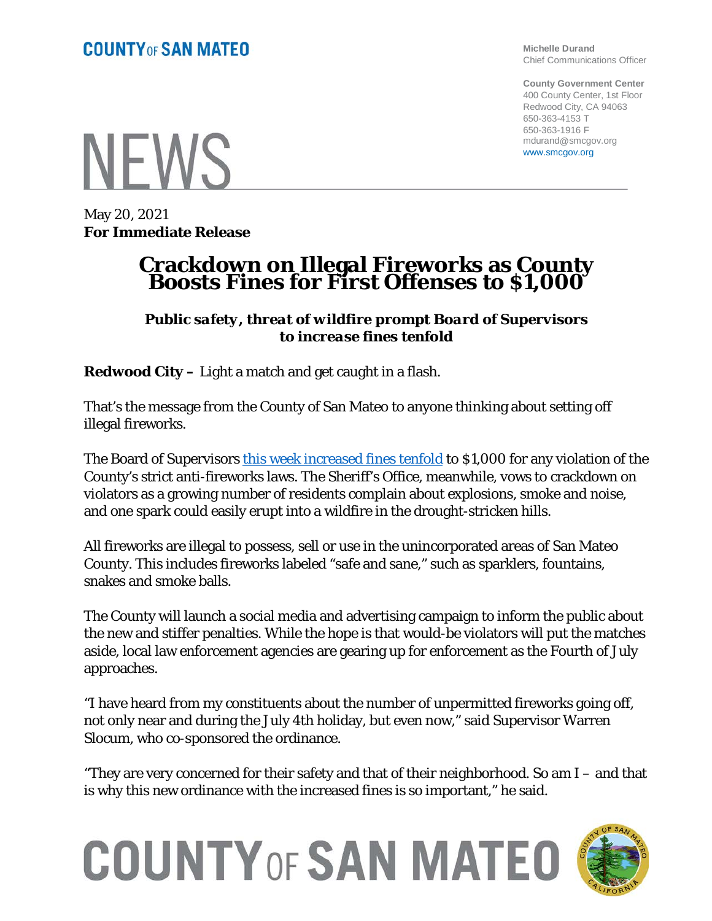**COUNTY OF SAN MATEO**

**Michelle Durand**
Chief Communications Officer

**County Government Center**
400 County Center, 1st Floor
Redwood City, CA 94063
650-363-4153 T
650-363-1916 F
mdurand@smcgov.org
www.smcgov.org

# NEWS

May 20, 2021
**For Immediate Release**

# Crackdown on Illegal Fireworks as County Boosts Fines for First Offenses to $1,000

### *Public safety, threat of wildfire prompt Board of Supervisors to increase fines tenfold*

**Redwood City –** Light a match and get caught in a flash.

That's the message from the County of San Mateo to anyone thinking about setting off illegal fireworks.

The Board of Supervisors [this week increased fines tenfold] to $1,000 for any violation of the County's strict anti-fireworks laws. The Sheriff's Office, meanwhile, vows to crackdown on violators as a growing number of residents complain about explosions, smoke and noise, and one spark could easily erupt into a wildfire in the drought-stricken hills.

All fireworks are illegal to possess, sell or use in the unincorporated areas of San Mateo County. This includes fireworks labeled "safe and sane," such as sparklers, fountains, snakes and smoke balls.

The County will launch a social media and advertising campaign to inform the public about the new and stiffer penalties. While the hope is that would-be violators will put the matches aside, local law enforcement agencies are gearing up for enforcement as the Fourth of July approaches.

"I have heard from my constituents about the number of unpermitted fireworks going off, not only near and during the July 4th holiday, but even now," said Supervisor Warren Slocum, who co-sponsored the ordinance.

"They are very concerned for their safety and that of their neighborhood. So am I – and that is why this new ordinance with the increased fines is so important," he said.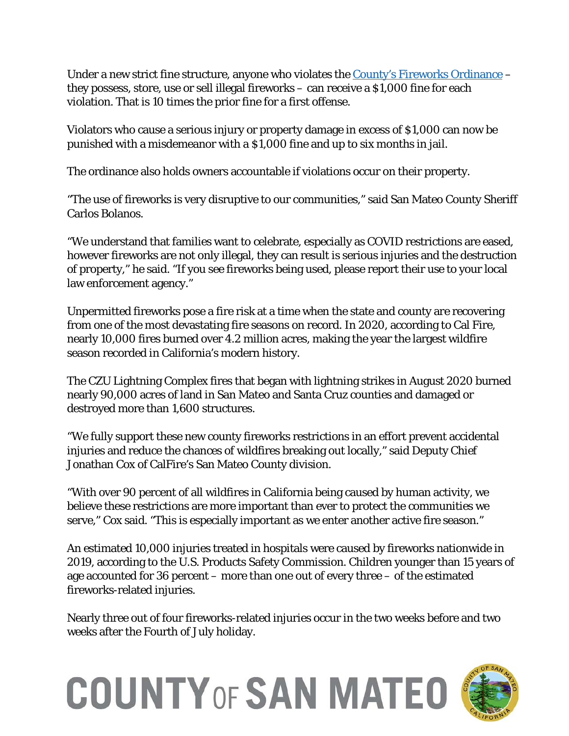Under a new strict fine structure, anyone who violates the [County's Fireworks Ordinance](#) – they possess, store, use or sell illegal fireworks – can receive a $1,000 fine for each violation. That is 10 times the prior fine for a first offense.

Violators who cause a serious injury or property damage in excess of $1,000 can now be punished with a misdemeanor with a $1,000 fine and up to six months in jail.

The ordinance also holds owners accountable if violations occur on their property.

"The use of fireworks is very disruptive to our communities," said San Mateo County Sheriff Carlos Bolanos.

"We understand that families want to celebrate, especially as COVID restrictions are eased, however fireworks are not only illegal, they can result is serious injuries and the destruction of property," he said. "If you see fireworks being used, please report their use to your local law enforcement agency."

Unpermitted fireworks pose a fire risk at a time when the state and county are recovering from one of the most devastating fire seasons on record. In 2020, according to Cal Fire, nearly 10,000 fires burned over 4.2 million acres, making the year the largest wildfire season recorded in California's modern history.

The CZU Lightning Complex fires that began with lightning strikes in August 2020 burned nearly 90,000 acres of land in San Mateo and Santa Cruz counties and damaged or destroyed more than 1,600 structures.

"We fully support these new county fireworks restrictions in an effort prevent accidental injuries and reduce the chances of wildfires breaking out locally," said Deputy Chief Jonathan Cox of CalFire's San Mateo County division.

"With over 90 percent of all wildfires in California being caused by human activity, we believe these restrictions are more important than ever to protect the communities we serve," Cox said. "This is especially important as we enter another active fire season."

An estimated 10,000 injuries treated in hospitals were caused by fireworks nationwide in 2019, according to the U.S. Products Safety Commission. Children younger than 15 years of age accounted for 36 percent – more than one out of every three – of the estimated fireworks-related injuries.

Nearly three out of four fireworks-related injuries occur in the two weeks before and two weeks after the Fourth of July holiday.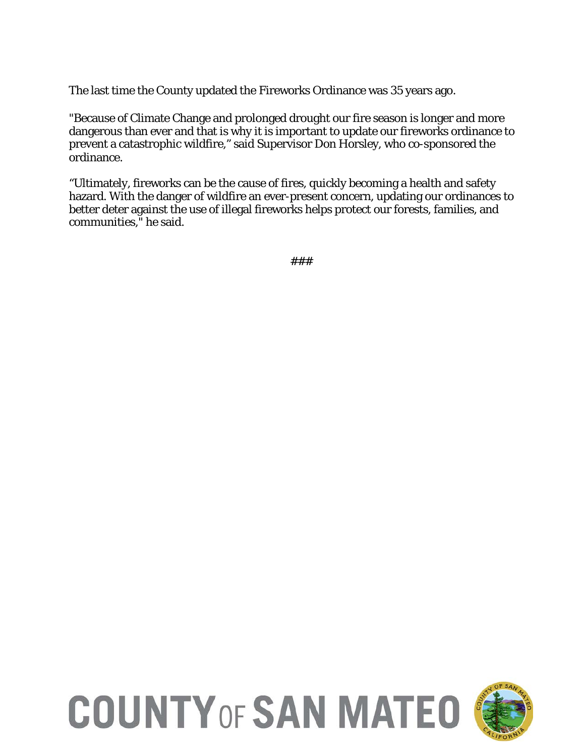The last time the County updated the Fireworks Ordinance was 35 years ago.

"Because of Climate Change and prolonged drought our fire season is longer and more dangerous than ever and that is why it is important to update our fireworks ordinance to prevent a catastrophic wildfire," said Supervisor Don Horsley, who co-sponsored the ordinance.

"Ultimately, fireworks can be the cause of fires, quickly becoming a health and safety hazard. With the danger of wildfire an ever-present concern, updating our ordinances to better deter against the use of illegal fireworks helps protect our forests, families, and communities," he said.

###